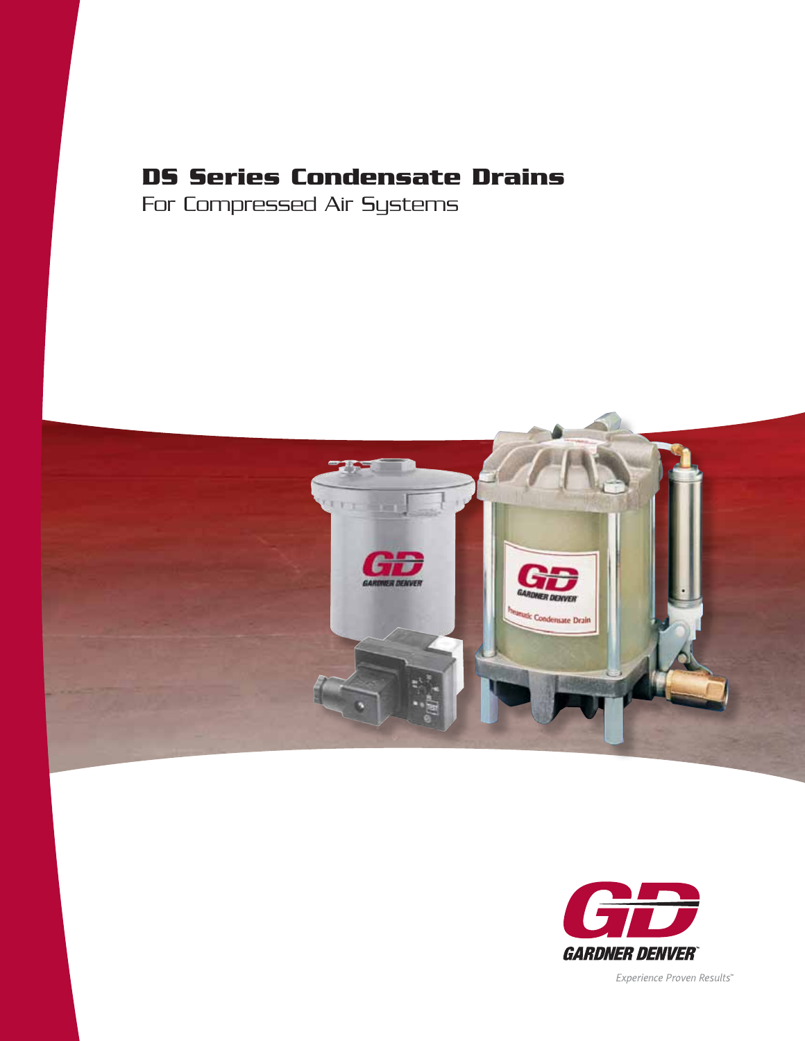# DS Series Condensate Drains

For Compressed Air Systems

GARDNER DENVER

*Experience Proven Results™*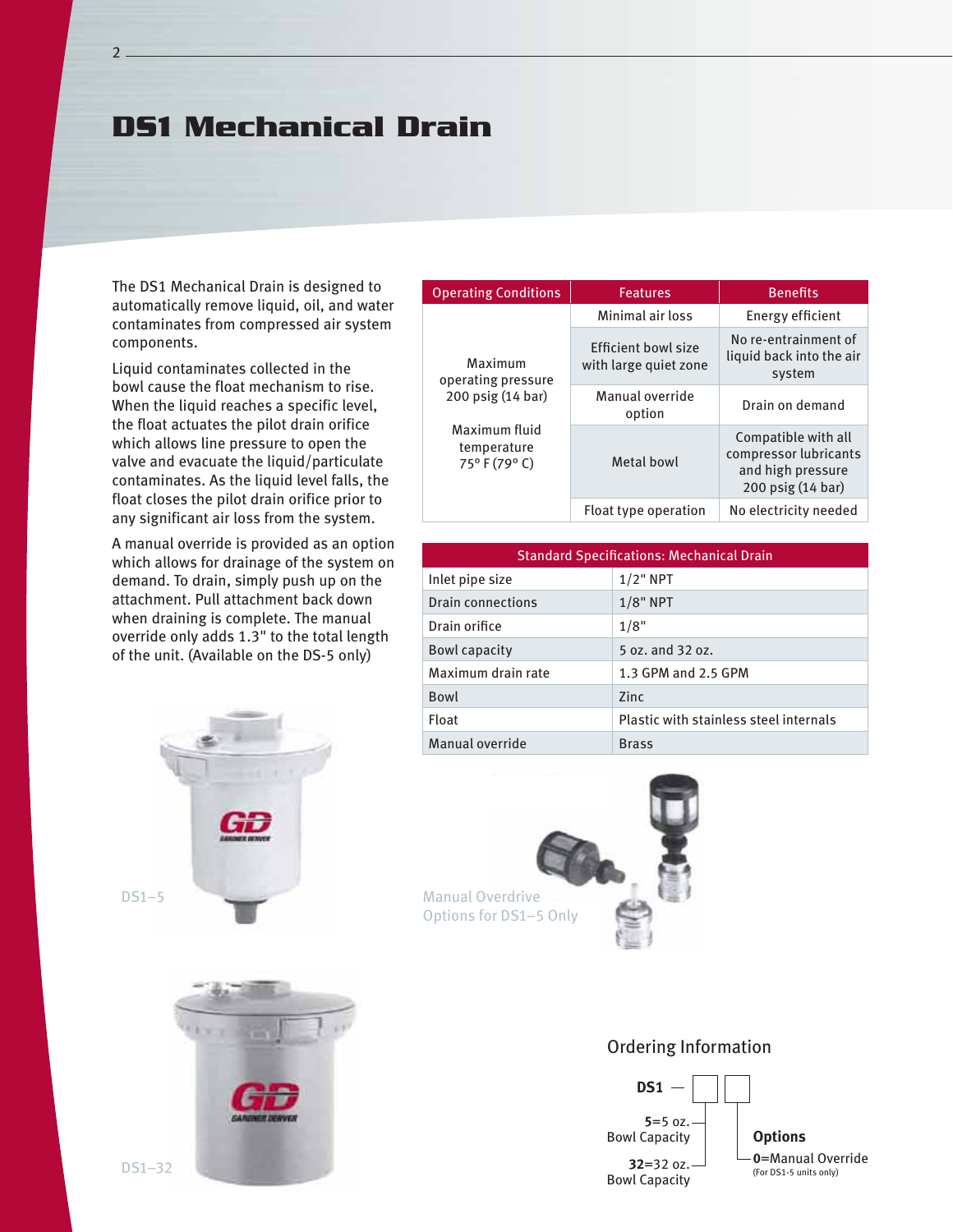# DS1 Mechanical Drain

The DS1 Mechanical Drain is designed to automatically remove liquid, oil, and water contaminates from compressed air system components.

Liquid contaminates collected in the bowl cause the float mechanism to rise. When the liquid reaches a specific level, the float actuates the pilot drain orifice which allows line pressure to open the valve and evacuate the liquid/particulate contaminates. As the liquid level falls, the float closes the pilot drain orifice prior to any significant air loss from the system.

A manual override is provided as an option which allows for drainage of the system on demand. To drain, simply push up on the attachment. Pull attachment back down when draining is complete. The manual override only adds 1.3" to the total length of the unit. (Available on the DS-5 only)

| Operating Conditions | Features | Benefits |
|---|---|---|
| Maximum operating pressure 200 psig (14 bar)<br><br>Maximum fluid temperature 75° F (79° C) | Minimal air loss | Energy efficient |
| | Efficient bowl size with large quiet zone | No re-entrainment of liquid back into the air system |
| | Manual override option | Drain on demand |
| | Metal bowl | Compatible with all compressor lubricants and high pressure 200 psig (14 bar) |
| | Float type operation | No electricity needed |

| Standard Specifications: Mechanical Drain | |
|---|---|
| Inlet pipe size | 1/2" NPT |
| Drain connections | 1/8" NPT |
| Drain orifice | 1/8" |
| Bowl capacity | 5 oz. and 32 oz. |
| Maximum drain rate | 1.3 GPM and 2.5 GPM |
| Bowl | Zinc |
| Float | Plastic with stainless steel internals |
| Manual override | Brass |

DS1–5

Manual Overdrive Options for DS1–5 Only

DS1–32

## Ordering Information

**DS1** — ☐ ☐

**5**=5 oz. Bowl Capacity

**32**=32 oz. Bowl Capacity

**Options**

**0**=Manual Override (For DS1-5 units only)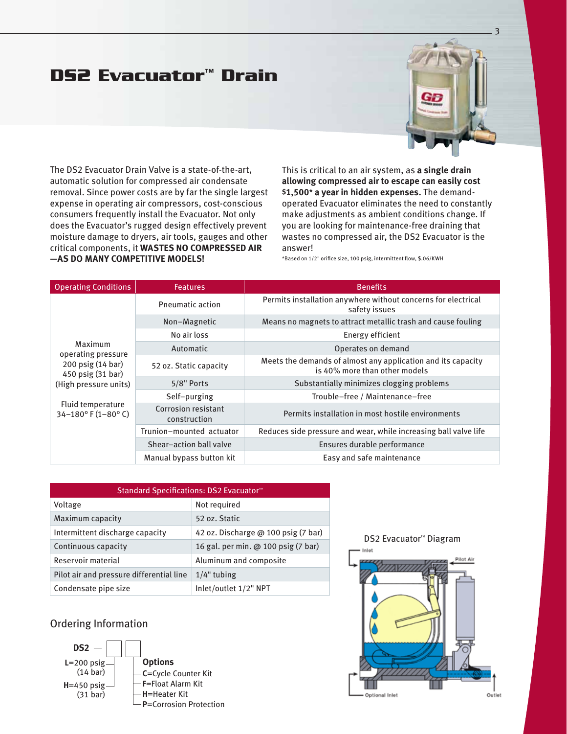# DS2 Evacuator™ Drain

The DS2 Evacuator Drain Valve is a state-of-the-art, automatic solution for compressed air condensate removal. Since power costs are by far the single largest expense in operating air compressors, cost-conscious consumers frequently install the Evacuator. Not only does the Evacuator's rugged design effectively prevent moisture damage to dryers, air tools, gauges and other critical components, it **WASTES NO COMPRESSED AIR —AS DO MANY COMPETITIVE MODELS!**

This is critical to an air system, as **a single drain allowing compressed air to escape can easily cost $1,500* a year in hidden expenses.** The demand-operated Evacuator eliminates the need to constantly make adjustments as ambient conditions change. If you are looking for maintenance-free draining that wastes no compressed air, the DS2 Evacuator is the answer!

*Based on 1/2" orifice size, 100 psig, intermittent flow, $.06/KWH

| Operating Conditions | Features | Benefits |
|---|---|---|
| Maximum operating pressure 200 psig (14 bar) 450 psig (31 bar) (High pressure units)<br><br>Fluid temperature 34–180° F (1–80° C) | Pneumatic action | Permits installation anywhere without concerns for electrical safety issues |
| | Non–Magnetic | Means no magnets to attract metallic trash and cause fouling |
| | No air loss | Energy efficient |
| | Automatic | Operates on demand |
| | 52 oz. Static capacity | Meets the demands of almost any application and its capacity is 40% more than other models |
| | 5/8" Ports | Substantially minimizes clogging problems |
| | Self–purging | Trouble–free / Maintenance–free |
| | Corrosion resistant construction | Permits installation in most hostile environments |
| | Trunion–mounted actuator | Reduces side pressure and wear, while increasing ball valve life |
| | Shear–action ball valve | Ensures durable performance |
| | Manual bypass button kit | Easy and safe maintenance |

| Standard Specifications: DS2 Evacuator™ | |
|---|---|
| Voltage | Not required |
| Maximum capacity | 52 oz. Static |
| Intermittent discharge capacity | 42 oz. Discharge @ 100 psig (7 bar) |
| Continuous capacity | 16 gal. per min. @ 100 psig (7 bar) |
| Reservoir material | Aluminum and composite |
| Pilot air and pressure differential line | 1/4" tubing |
| Condensate pipe size | Inlet/outlet 1/2" NPT |

DS2 Evacuator™ Diagram

Inlet

Pilot Air

Optional Inlet

Outlet

## Ordering Information

**DS2** — ☐ ☐

**L**=200 psig (14 bar)

**H**=450 psig (31 bar)

**Options**
- **C**=Cycle Counter Kit
- **F**=Float Alarm Kit
- **H**=Heater Kit
- **P**=Corrosion Protection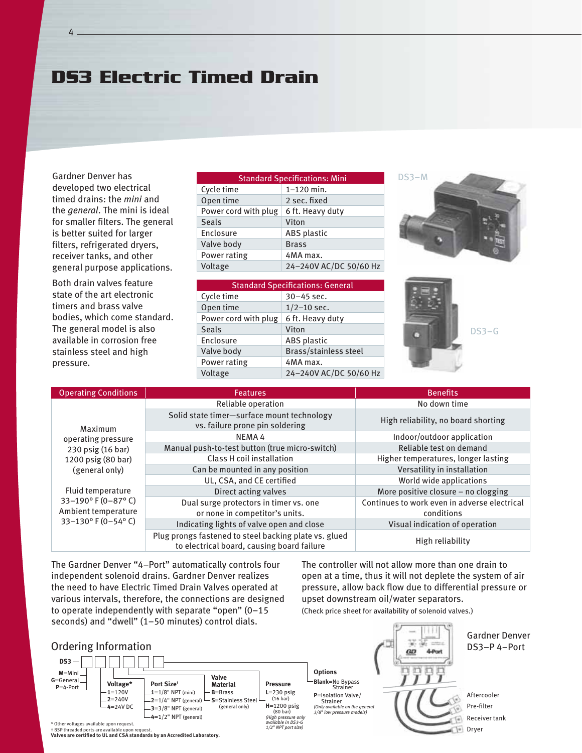# DS3 Electric Timed Drain

Gardner Denver has developed two electrical timed drains: the *mini* and the *general*. The mini is ideal for smaller filters. The general is better suited for larger filters, refrigerated dryers, receiver tanks, and other general purpose applications.

Both drain valves feature state of the art electronic timers and brass valve bodies, which come standard. The general model is also available in corrosion free stainless steel and high pressure.

| Standard Specifications: Mini | |
|---|---|
| Cycle time | 1–120 min. |
| Open time | 2 sec. fixed |
| Power cord with plug | 6 ft. Heavy duty |
| Seals | Viton |
| Enclosure | ABS plastic |
| Valve body | Brass |
| Power rating | 4MA max. |
| Voltage | 24–240V AC/DC 50/60 Hz |

DS3–M

| Standard Specifications: General | |
|---|---|
| Cycle time | 30–45 sec. |
| Open time | 1/2–10 sec. |
| Power cord with plug | 6 ft. Heavy duty |
| Seals | Viton |
| Enclosure | ABS plastic |
| Valve body | Brass/stainless steel |
| Power rating | 4MA max. |
| Voltage | 24–240V AC/DC 50/60 Hz |

DS3–G

| Operating Conditions | Features | Benefits |
|---|---|---|
| Maximum operating pressure 230 psig (16 bar) 1200 psig (80 bar) (general only) | Reliable operation | No down time |
| | Solid state timer—surface mount technology vs. failure prone pin soldering | High reliability, no board shorting |
| | NEMA 4 | Indoor/outdoor application |
| | Manual push-to-test button (true micro-switch) | Reliable test on demand |
| | Class H coil installation | Higher temperatures, longer lasting |
| | Can be mounted in any position | Versatility in installation |
| Fluid temperature 33–190° F (0–87° C) Ambient temperature 33–130° F (0–54° C) | UL, CSA, and CE certified | World wide applications |
| | Direct acting valves | More positive closure – no clogging |
| | Dual surge protectors in timer vs. one or none in competitor's units. | Continues to work even in adverse electrical conditions |
| | Indicating lights of valve open and close | Visual indication of operation |
| | Plug prongs fastened to steel backing plate vs. glued to electrical board, causing board failure | High reliability |

The Gardner Denver "4–Port" automatically controls four independent solenoid drains. Gardner Denver realizes the need to have Electric Timed Drain Valves operated at various intervals, therefore, the connections are designed to operate independently with separate "open" (0–15 seconds) and "dwell" (1–50 minutes) control dials.

The controller will not allow more than one drain to open at a time, thus it will not deplete the system of air pressure, allow back flow due to differential pressure or upset downstream oil/water separators.

(Check price sheet for availability of solenoid valves.)

## Ordering Information

DS3 — □ □ □ □ □ □

- **Model:** M=Mini, G=General, P=4-Port
- **Voltage\*:** 1=120V, 2=240V, 4=24V DC
- **Port Size†:** 1=1/8" NPT (mini), 2=1/4" NPT (general), 3=3/8" NPT (general), 4=1/2" NPT (general)
- **Valve Material:** B=Brass, S=Stainless Steel (general only)
- **Pressure:** L=230 psig (16 bar), H=1200 psig (80 bar) *(High pressure only available in DS3-G 1/2" NPT port size)*
- **Options:** Blank=No Bypass Strainer, P=Isolation Valve/Strainer *(Only available on the general 3/8" low pressure models)*

\* Other voltages available upon request.
† BSP threaded ports are available upon request.
**Valves are certified to UL and CSA standards by an Accredited Laboratory.**

Gardner Denver DS3–P 4–Port

Aftercooler
Pre-filter
Receiver tank
Dryer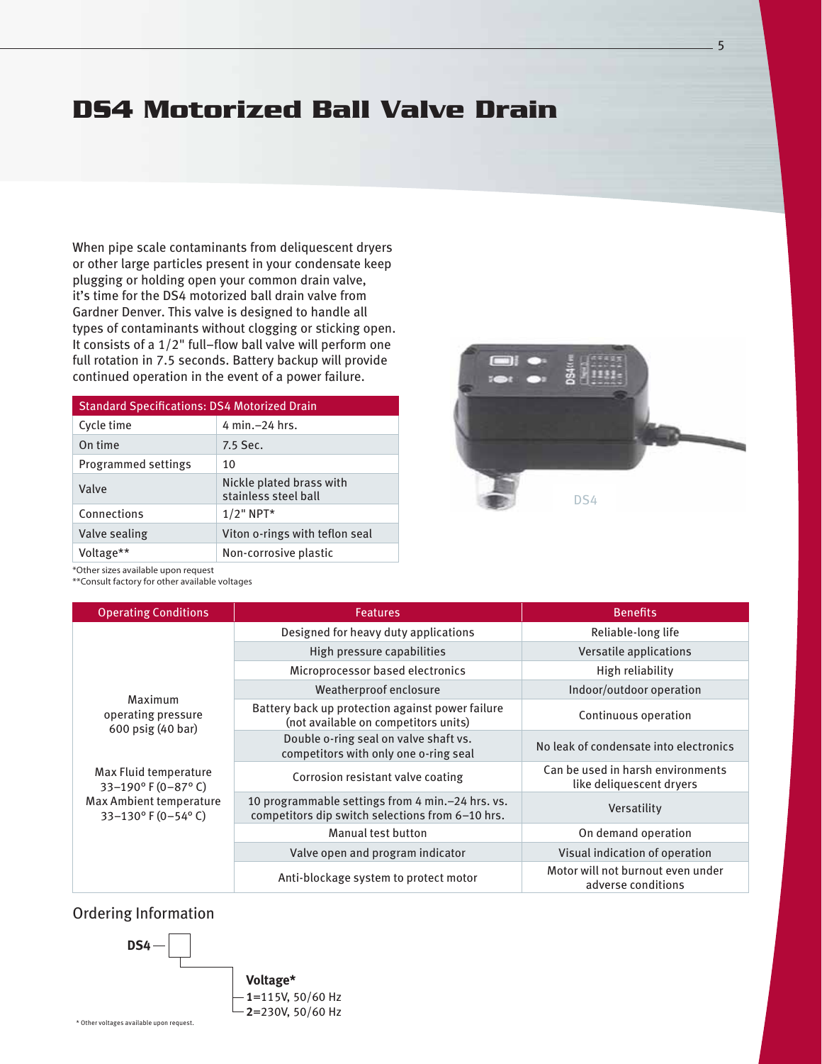# DS4 Motorized Ball Valve Drain

When pipe scale contaminants from deliquescent dryers or other large particles present in your condensate keep plugging or holding open your common drain valve, it's time for the DS4 motorized ball drain valve from Gardner Denver. This valve is designed to handle all types of contaminants without clogging or sticking open. It consists of a 1/2" full–flow ball valve will perform one full rotation in 7.5 seconds. Battery backup will provide continued operation in the event of a power failure.

| Standard Specifications: DS4 Motorized Drain | |
|---|---|
| Cycle time | 4 min.–24 hrs. |
| On time | 7.5 Sec. |
| Programmed settings | 10 |
| Valve | Nickle plated brass with stainless steel ball |
| Connections | 1/2" NPT* |
| Valve sealing | Viton o-rings with teflon seal |
| Voltage** | Non-corrosive plastic |

*Other sizes available upon request
**Consult factory for other available voltages

DS4

| Operating Conditions | Features | Benefits |
|---|---|---|
| Maximum operating pressure 600 psig (40 bar)<br><br>Max Fluid temperature 33–190° F (0–87° C)<br>Max Ambient temperature 33–130° F (0–54° C) | Designed for heavy duty applications | Reliable-long life |
| | High pressure capabilities | Versatile applications |
| | Microprocessor based electronics | High reliability |
| | Weatherproof enclosure | Indoor/outdoor operation |
| | Battery back up protection against power failure (not available on competitors units) | Continuous operation |
| | Double o-ring seal on valve shaft vs. competitors with only one o-ring seal | No leak of condensate into electronics |
| | Corrosion resistant valve coating | Can be used in harsh environments like deliquescent dryers |
| | 10 programmable settings from 4 min.–24 hrs. vs. competitors dip switch selections from 6–10 hrs. | Versatility |
| | Manual test button | On demand operation |
| | Valve open and program indicator | Visual indication of operation |
| | Anti-blockage system to protect motor | Motor will not burnout even under adverse conditions |

## Ordering Information

**DS4** — ☐

**Voltage***
- **1**=115V, 50/60 Hz
- **2**=230V, 50/60 Hz

\* Other voltages available upon request.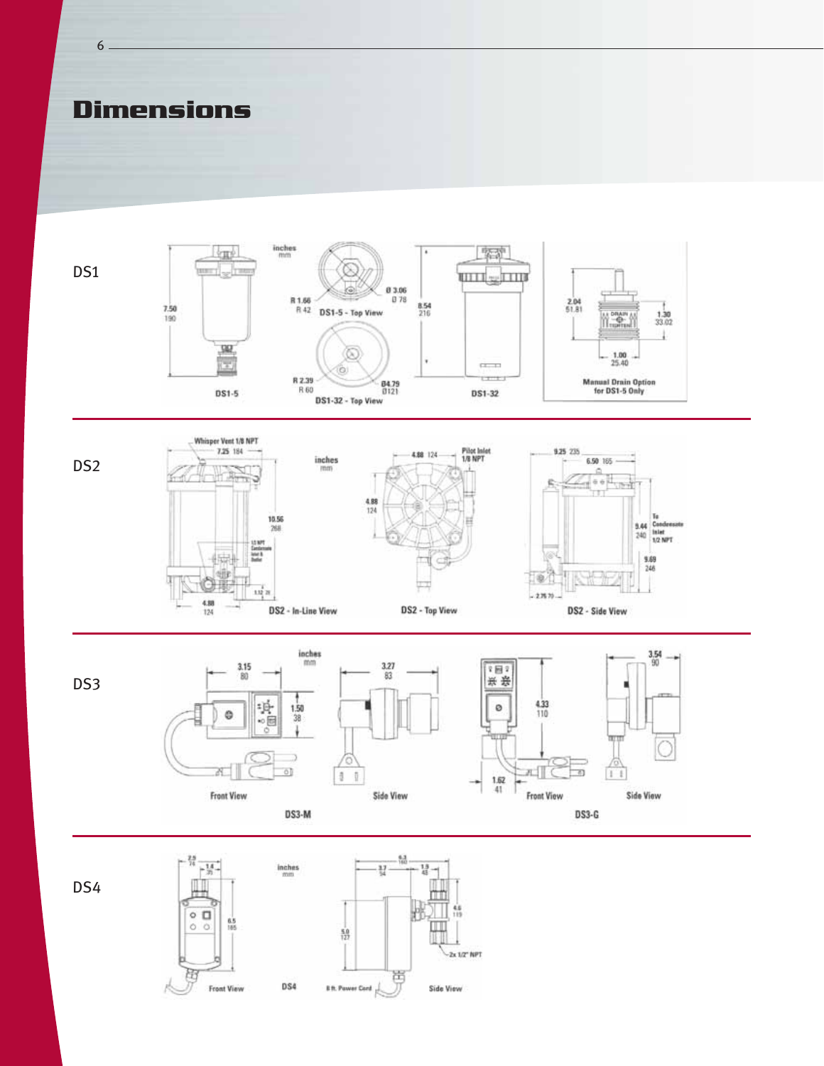# Dimensions

## DS1

inches
mm

7.50
190

DS1-5

R 1.66
R 42

Ø 3.06
Ø 78

DS1-5 - Top View

R 2.39
R 60

Ø4.79
Ø121

DS1-32 - Top View

8.54
216

DS1-32

2.04
51.81

1.30
33.02

1.00
25.40

Manual Drain Option for DS1-5 Only

## DS2

Whisper Vent 1/8 NPT

7.25 184

inches
mm

10.56
268

1/2 NPT Condensate Inlet & Outlet

1.12 28

4.88
124

DS2 - In-Line View

4.88 124

Pilot Inlet 1/8 NPT

4.88
124

DS2 - Top View

9.25 235

6.50 165

9.44
240

To Condensate Inlet 1/2 NPT

9.69
246

2.75 70

DS2 - Side View

## DS3

inches
mm

3.15
80

1.50
38

Front View

3.27
83

Side View

DS3-M

4.33
110

1.62
41

Front View

3.54
90

Side View

DS3-G

## DS4

2.9
74

1.4
35

6.5
165

Front View

inches
mm

DS4

6.3
160

3.7
94

1.9
48

4.6
119

5.0
127

2x 1/2" NPT

8 ft. Power Cord

Side View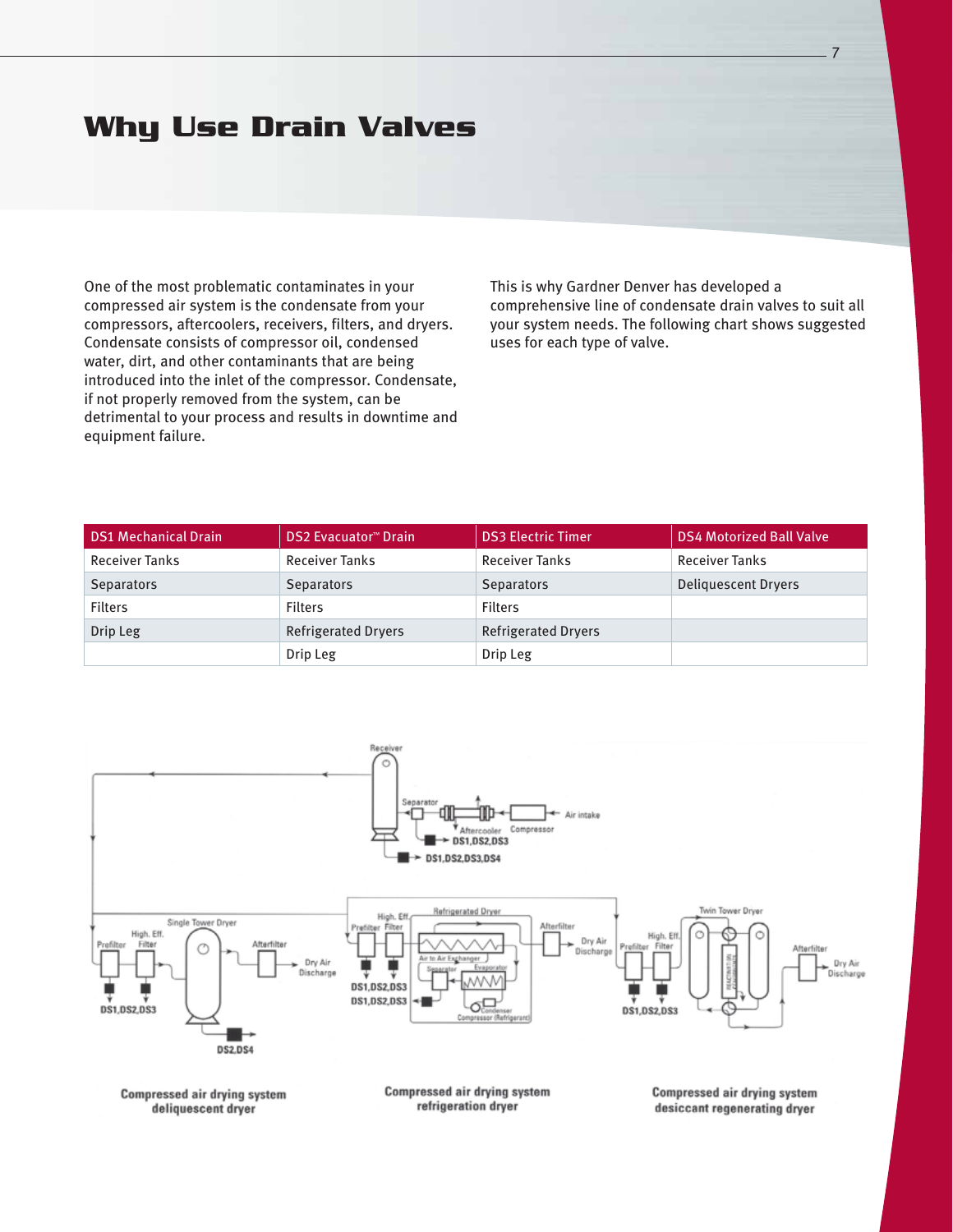# Why Use Drain Valves

One of the most problematic contaminates in your compressed air system is the condensate from your compressors, aftercoolers, receivers, filters, and dryers. Condensate consists of compressor oil, condensed water, dirt, and other contaminants that are being introduced into the inlet of the compressor. Condensate, if not properly removed from the system, can be detrimental to your process and results in downtime and equipment failure.

This is why Gardner Denver has developed a comprehensive line of condensate drain valves to suit all your system needs. The following chart shows suggested uses for each type of valve.

| DS1 Mechanical Drain | DS2 Evacuator™ Drain | DS3 Electric Timer | DS4 Motorized Ball Valve |
|---|---|---|---|
| Receiver Tanks | Receiver Tanks | Receiver Tanks | Receiver Tanks |
| Separators | Separators | Separators | Deliquescent Dryers |
| Filters | Filters | Filters | |
| Drip Leg | Refrigerated Dryers | Refrigerated Dryers | |
| | Drip Leg | Drip Leg | |

Compressed air drying system deliquescent dryer

Compressed air drying system refrigeration dryer

Compressed air drying system desiccant regenerating dryer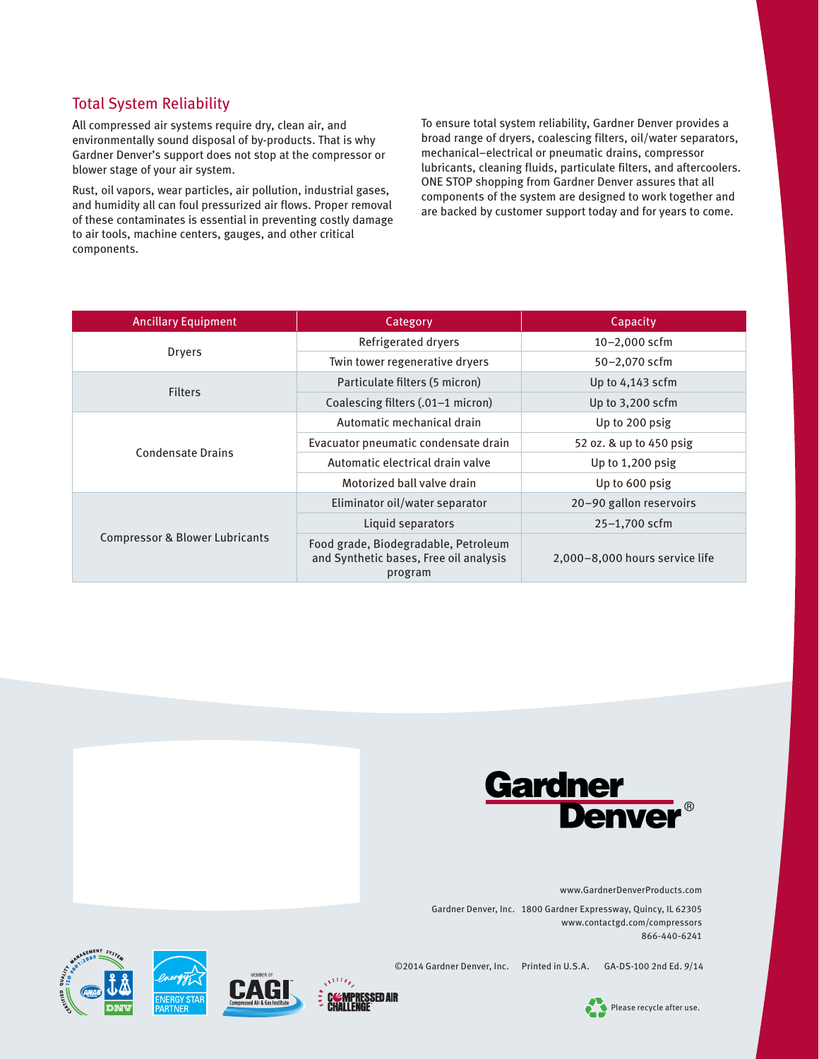## Total System Reliability

All compressed air systems require dry, clean air, and environmentally sound disposal of by-products. That is why Gardner Denver's support does not stop at the compressor or blower stage of your air system.

Rust, oil vapors, wear particles, air pollution, industrial gases, and humidity all can foul pressurized air flows. Proper removal of these contaminates is essential in preventing costly damage to air tools, machine centers, gauges, and other critical components.

To ensure total system reliability, Gardner Denver provides a broad range of dryers, coalescing filters, oil/water separators, mechanical–electrical or pneumatic drains, compressor lubricants, cleaning fluids, particulate filters, and aftercoolers. ONE STOP shopping from Gardner Denver assures that all components of the system are designed to work together and are backed by customer support today and for years to come.

| Ancillary Equipment | Category | Capacity |
|---|---|---|
| Dryers | Refrigerated dryers | 10–2,000 scfm |
| | Twin tower regenerative dryers | 50–2,070 scfm |
| Filters | Particulate filters (5 micron) | Up to 4,143 scfm |
| | Coalescing filters (.01–1 micron) | Up to 3,200 scfm |
| Condensate Drains | Automatic mechanical drain | Up to 200 psig |
| | Evacuator pneumatic condensate drain | 52 oz. & up to 450 psig |
| | Automatic electrical drain valve | Up to 1,200 psig |
| | Motorized ball valve drain | Up to 600 psig |
| Compressor & Blower Lubricants | Eliminator oil/water separator | 20–90 gallon reservoirs |
| | Liquid separators | 25–1,700 scfm |
| | Food grade, Biodegradable, Petroleum and Synthetic bases, Free oil analysis program | 2,000–8,000 hours service life |

Gardner Denver®

www.GardnerDenverProducts.com

Gardner Denver, Inc. 1800 Gardner Expressway, Quincy, IL 62305
www.contactgd.com/compressors
866-440-6241

©2014 Gardner Denver, Inc. Printed in U.S.A. GA-DS-100 2nd Ed. 9/14

Please recycle after use.